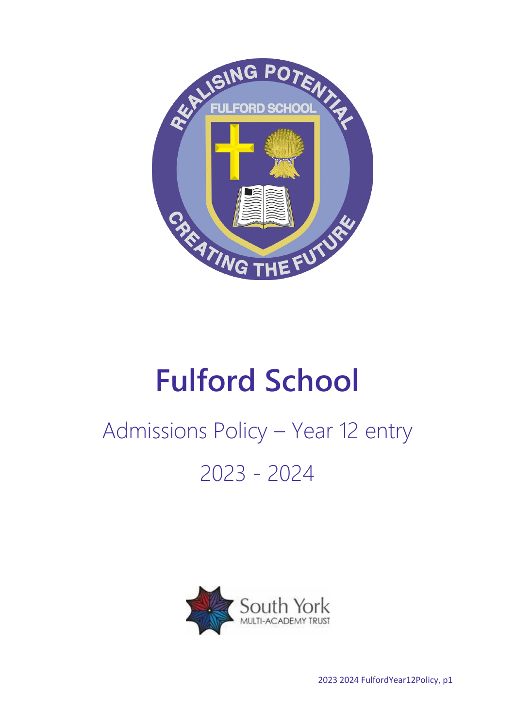# Fulford School

## Admissions Policy – Year 12 entry

## 2023 - 2024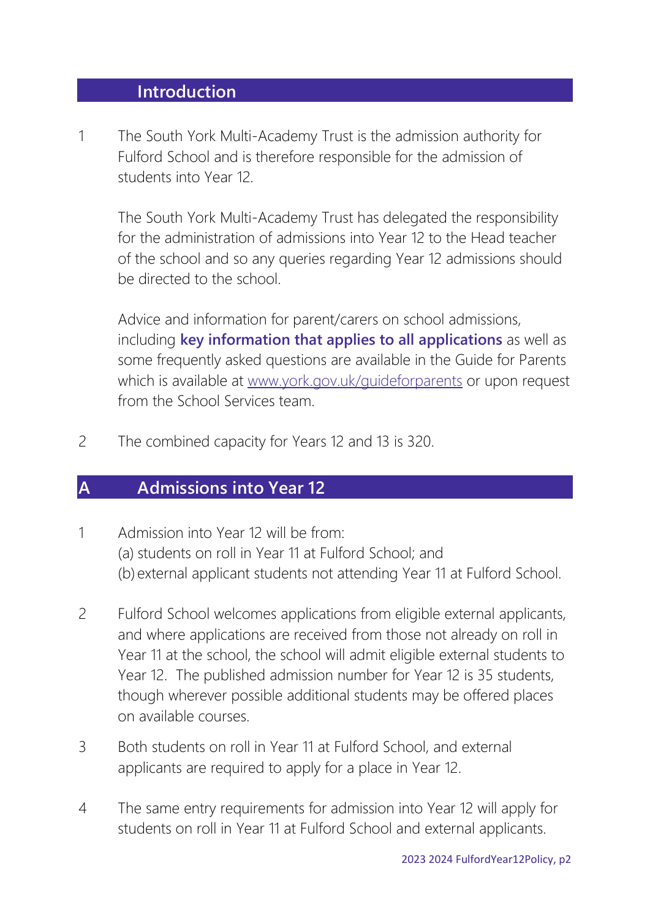## Introduction

1 The South York Multi-Academy Trust is the admission authority for Fulford School and is therefore responsible for the admission of students into Year 12.

The South York Multi-Academy Trust has delegated the responsibility for the administration of admissions into Year 12 to the Head teacher of the school and so any queries regarding Year 12 admissions should be directed to the school.

Advice and information for parent/carers on school admissions, including **key information that applies to all applications** as well as some frequently asked questions are available in the Guide for Parents which is available at [www.york.gov.uk/guideforparents](http://www.york.gov.uk/guideforparents) or upon request from the School Services team.

2 The combined capacity for Years 12 and 13 is 320.

## A Admissions into Year 12

1 Admission into Year 12 will be from:
(a) students on roll in Year 11 at Fulford School; and
(b) external applicant students not attending Year 11 at Fulford School.

2 Fulford School welcomes applications from eligible external applicants, and where applications are received from those not already on roll in Year 11 at the school, the school will admit eligible external students to Year 12. The published admission number for Year 12 is 35 students, though wherever possible additional students may be offered places on available courses.

3 Both students on roll in Year 11 at Fulford School, and external applicants are required to apply for a place in Year 12.

4 The same entry requirements for admission into Year 12 will apply for students on roll in Year 11 at Fulford School and external applicants.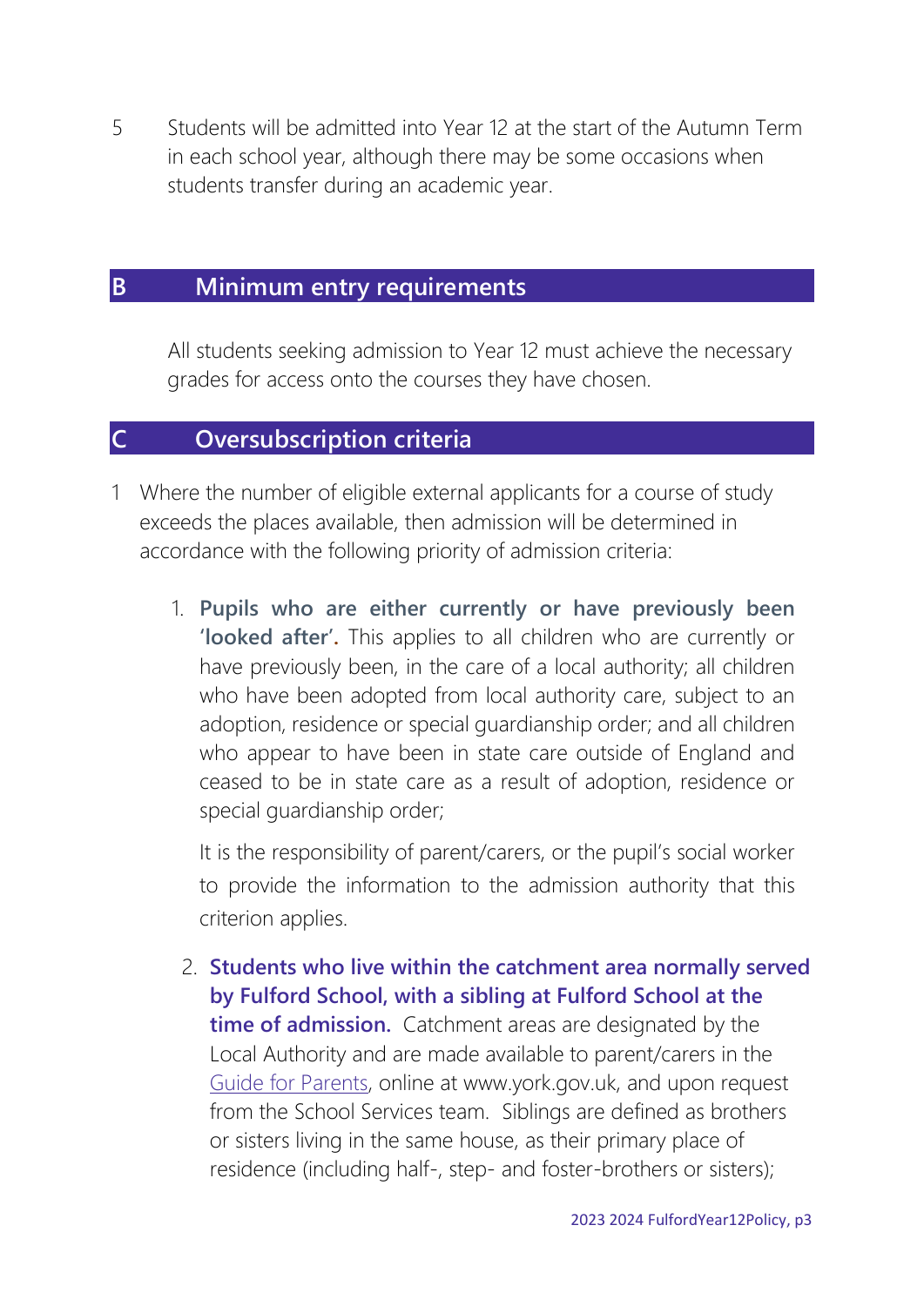5 Students will be admitted into Year 12 at the start of the Autumn Term in each school year, although there may be some occasions when students transfer during an academic year.

## B Minimum entry requirements

All students seeking admission to Year 12 must achieve the necessary grades for access onto the courses they have chosen.

## C Oversubscription criteria

1 Where the number of eligible external applicants for a course of study exceeds the places available, then admission will be determined in accordance with the following priority of admission criteria:

1. **Pupils who are either currently or have previously been 'looked after'.** This applies to all children who are currently or have previously been, in the care of a local authority; all children who have been adopted from local authority care, subject to an adoption, residence or special guardianship order; and all children who appear to have been in state care outside of England and ceased to be in state care as a result of adoption, residence or special guardianship order;

   It is the responsibility of parent/carers, or the pupil's social worker to provide the information to the admission authority that this criterion applies.

2. **Students who live within the catchment area normally served by Fulford School, with a sibling at Fulford School at the time of admission.** Catchment areas are designated by the Local Authority and are made available to parent/carers in the Guide for Parents, online at www.york.gov.uk, and upon request from the School Services team. Siblings are defined as brothers or sisters living in the same house, as their primary place of residence (including half-, step- and foster-brothers or sisters);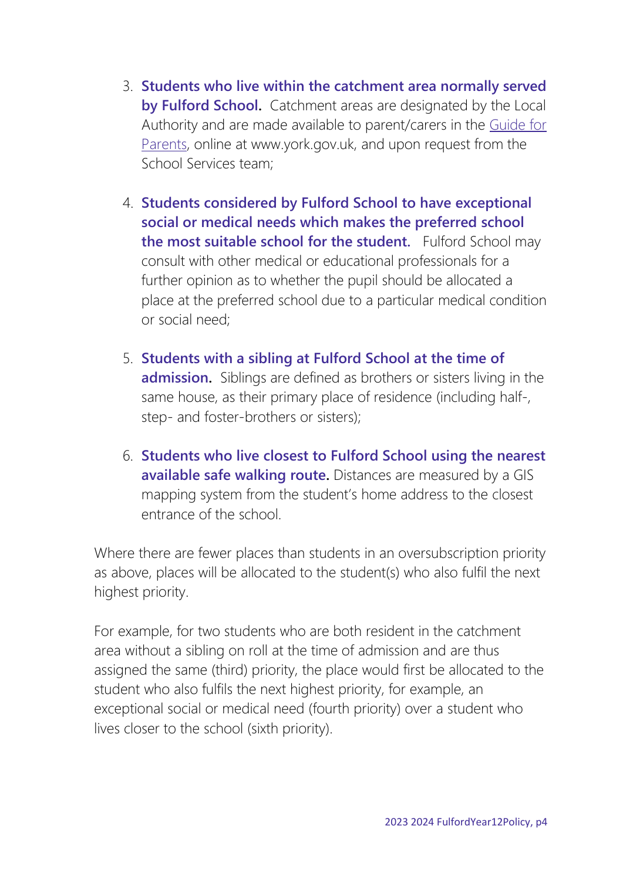3. **Students who live within the catchment area normally served by Fulford School.** Catchment areas are designated by the Local Authority and are made available to parent/carers in the Guide for Parents, online at www.york.gov.uk, and upon request from the School Services team;

4. **Students considered by Fulford School to have exceptional social or medical needs which makes the preferred school the most suitable school for the student.** Fulford School may consult with other medical or educational professionals for a further opinion as to whether the pupil should be allocated a place at the preferred school due to a particular medical condition or social need;

5. **Students with a sibling at Fulford School at the time of admission.** Siblings are defined as brothers or sisters living in the same house, as their primary place of residence (including half-, step- and foster-brothers or sisters);

6. **Students who live closest to Fulford School using the nearest available safe walking route.** Distances are measured by a GIS mapping system from the student's home address to the closest entrance of the school.

Where there are fewer places than students in an oversubscription priority as above, places will be allocated to the student(s) who also fulfil the next highest priority.

For example, for two students who are both resident in the catchment area without a sibling on roll at the time of admission and are thus assigned the same (third) priority, the place would first be allocated to the student who also fulfils the next highest priority, for example, an exceptional social or medical need (fourth priority) over a student who lives closer to the school (sixth priority).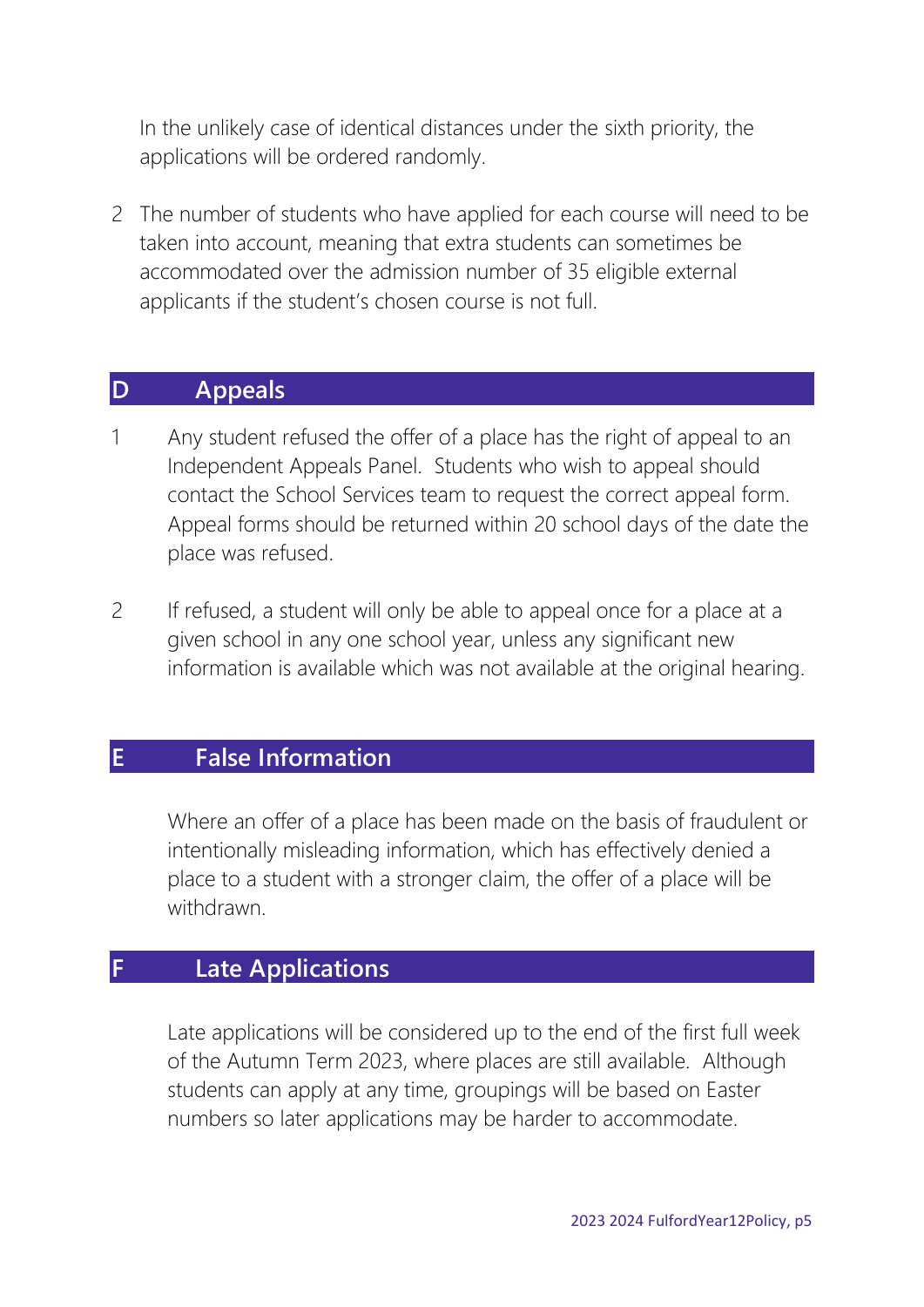In the unlikely case of identical distances under the sixth priority, the applications will be ordered randomly.

2 The number of students who have applied for each course will need to be taken into account, meaning that extra students can sometimes be accommodated over the admission number of 35 eligible external applicants if the student's chosen course is not full.

## D Appeals

1. Any student refused the offer of a place has the right of appeal to an Independent Appeals Panel. Students who wish to appeal should contact the School Services team to request the correct appeal form. Appeal forms should be returned within 20 school days of the date the place was refused.

2. If refused, a student will only be able to appeal once for a place at a given school in any one school year, unless any significant new information is available which was not available at the original hearing.

## E False Information

Where an offer of a place has been made on the basis of fraudulent or intentionally misleading information, which has effectively denied a place to a student with a stronger claim, the offer of a place will be withdrawn.

## F Late Applications

Late applications will be considered up to the end of the first full week of the Autumn Term 2023, where places are still available. Although students can apply at any time, groupings will be based on Easter numbers so later applications may be harder to accommodate.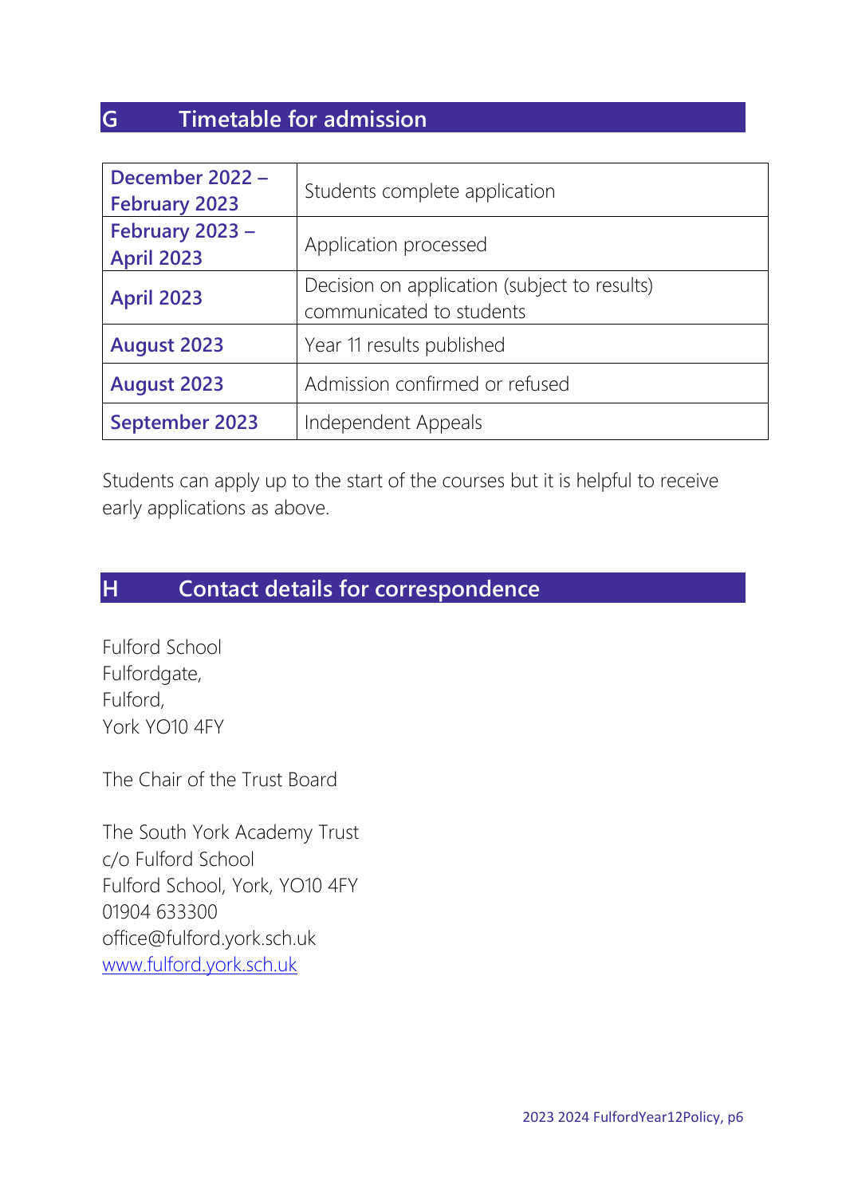## G Timetable for admission

| | |
|---|---|
| **December 2022 – February 2023** | Students complete application |
| **February 2023 – April 2023** | Application processed |
| **April 2023** | Decision on application (subject to results) communicated to students |
| **August 2023** | Year 11 results published |
| **August 2023** | Admission confirmed or refused |
| **September 2023** | Independent Appeals |

Students can apply up to the start of the courses but it is helpful to receive early applications as above.

## H Contact details for correspondence

Fulford School
Fulfordgate,
Fulford,
York YO10 4FY

The Chair of the Trust Board

The South York Academy Trust
c/o Fulford School
Fulford School, York, YO10 4FY
01904 633300
office@fulford.york.sch.uk
www.fulford.york.sch.uk